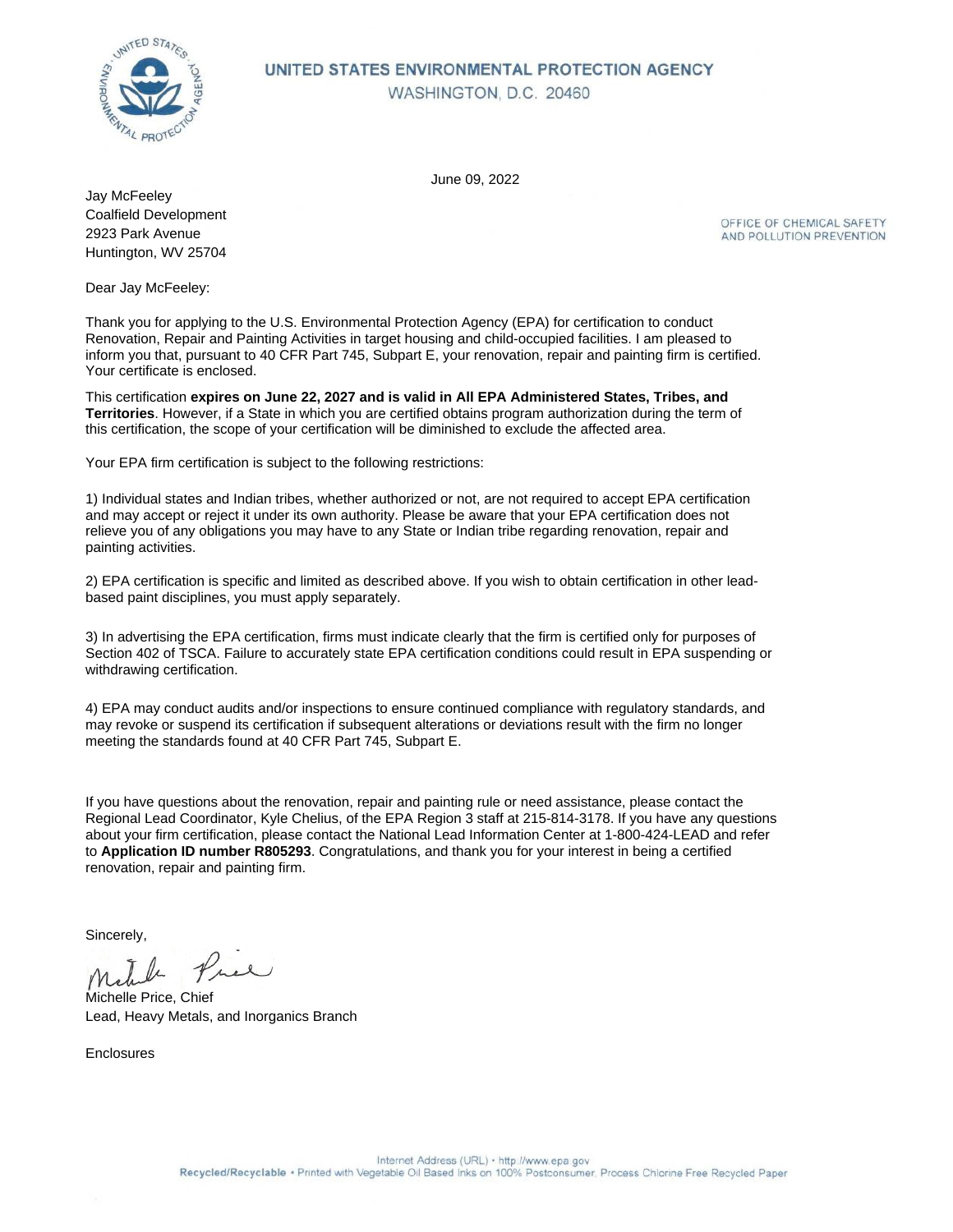# UNITED STATES ENVIRONMENTAL PROTECTION AGENCY

WASHINGTON, D.C. 20460

June 09, 2022

OFFICE OF CHEMICAL SAFETY AND POLLUTION PREVENTION

Jay McFeeley
Coalfield Development
2923 Park Avenue
Huntington, WV 25704

Dear Jay McFeeley:

Thank you for applying to the U.S. Environmental Protection Agency (EPA) for certification to conduct Renovation, Repair and Painting Activities in target housing and child-occupied facilities. I am pleased to inform you that, pursuant to 40 CFR Part 745, Subpart E, your renovation, repair and painting firm is certified. Your certificate is enclosed.

This certification **expires on June 22, 2027 and is valid in All EPA Administered States, Tribes, and Territories**. However, if a State in which you are certified obtains program authorization during the term of this certification, the scope of your certification will be diminished to exclude the affected area.

Your EPA firm certification is subject to the following restrictions:

1) Individual states and Indian tribes, whether authorized or not, are not required to accept EPA certification and may accept or reject it under its own authority. Please be aware that your EPA certification does not relieve you of any obligations you may have to any State or Indian tribe regarding renovation, repair and painting activities.

2) EPA certification is specific and limited as described above. If you wish to obtain certification in other lead-based paint disciplines, you must apply separately.

3) In advertising the EPA certification, firms must indicate clearly that the firm is certified only for purposes of Section 402 of TSCA. Failure to accurately state EPA certification conditions could result in EPA suspending or withdrawing certification.

4) EPA may conduct audits and/or inspections to ensure continued compliance with regulatory standards, and may revoke or suspend its certification if subsequent alterations or deviations result with the firm no longer meeting the standards found at 40 CFR Part 745, Subpart E.

If you have questions about the renovation, repair and painting rule or need assistance, please contact the Regional Lead Coordinator, Kyle Chelius, of the EPA Region 3 staff at 215-814-3178. If you have any questions about your firm certification, please contact the National Lead Information Center at 1-800-424-LEAD and refer to **Application ID number R805293**. Congratulations, and thank you for your interest in being a certified renovation, repair and painting firm.

Sincerely,

Michelle Price, Chief
Lead, Heavy Metals, and Inorganics Branch

Enclosures

Internet Address (URL) • http://www.epa.gov
**Recycled/Recyclable** • Printed with Vegetable Oil Based Inks on 100% Postconsumer, Process Chlorine Free Recycled Paper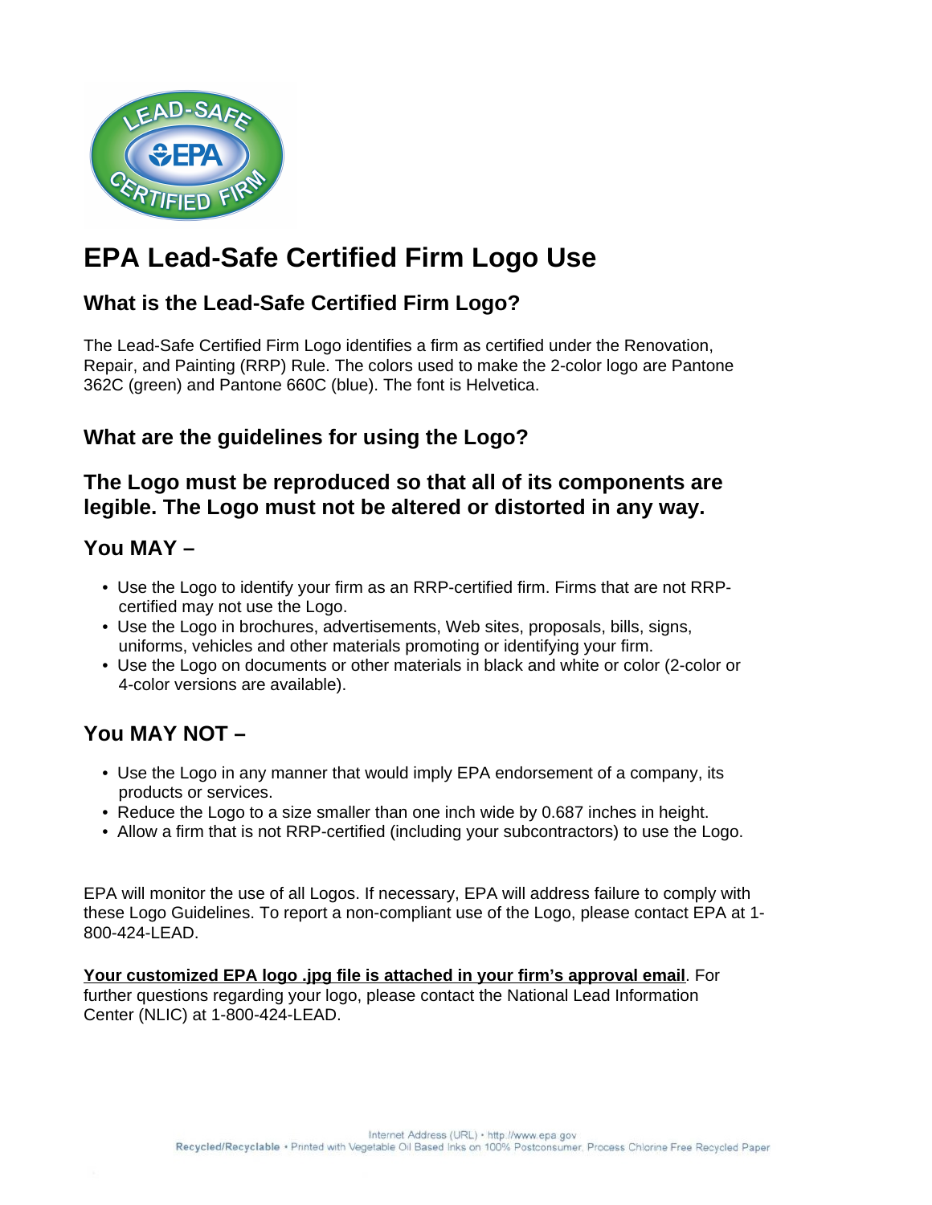# EPA Lead-Safe Certified Firm Logo Use

## What is the Lead-Safe Certified Firm Logo?

The Lead-Safe Certified Firm Logo identifies a firm as certified under the Renovation, Repair, and Painting (RRP) Rule. The colors used to make the 2-color logo are Pantone 362C (green) and Pantone 660C (blue). The font is Helvetica.

## What are the guidelines for using the Logo?

## The Logo must be reproduced so that all of its components are legible. The Logo must not be altered or distorted in any way.

## You MAY –

- Use the Logo to identify your firm as an RRP-certified firm. Firms that are not RRP-certified may not use the Logo.
- Use the Logo in brochures, advertisements, Web sites, proposals, bills, signs, uniforms, vehicles and other materials promoting or identifying your firm.
- Use the Logo on documents or other materials in black and white or color (2-color or 4-color versions are available).

## You MAY NOT –

- Use the Logo in any manner that would imply EPA endorsement of a company, its products or services.
- Reduce the Logo to a size smaller than one inch wide by 0.687 inches in height.
- Allow a firm that is not RRP-certified (including your subcontractors) to use the Logo.

EPA will monitor the use of all Logos. If necessary, EPA will address failure to comply with these Logo Guidelines. To report a non-compliant use of the Logo, please contact EPA at 1-800-424-LEAD.

**Your customized EPA logo .jpg file is attached in your firm's approval email**. For further questions regarding your logo, please contact the National Lead Information Center (NLIC) at 1-800-424-LEAD.